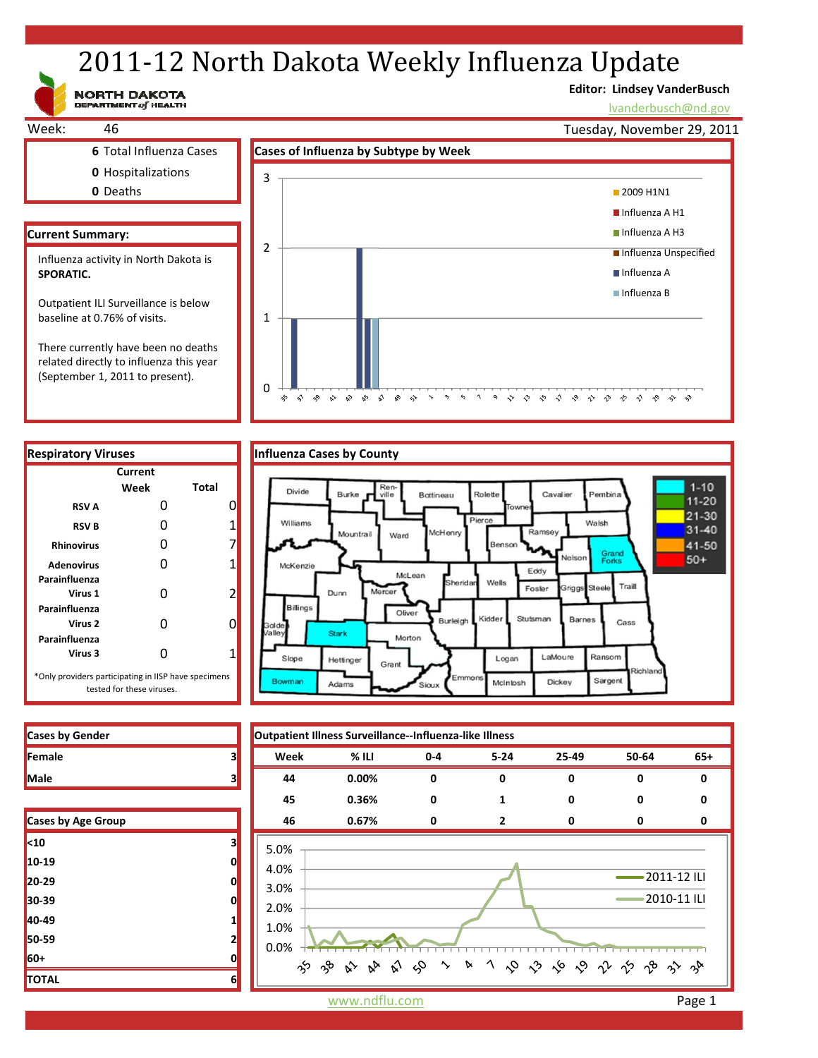# 2011-12 North Dakota Weekly Influenza Update

NORTH DAKOTA DEPARTMENT of HEALTH

**Editor: Lindsey VanderBusch**
lvanderbusch@nd.gov

Week: 46 — Tuesday, November 29, 2011

**6** Total Influenza Cases
**0** Hospitalizations
**0** Deaths

## Current Summary:

Influenza activity in North Dakota is **SPORATIC.**

Outpatient ILI Surveillance is below baseline at 0.76% of visits.

There currently have been no deaths related directly to influenza this year (September 1, 2011 to present).

## Cases of Influenza by Subtype by Week

Legend: 2009 H1N1, Influenza A H1, Influenza A H3, Influenza Unspecified, Influenza A, Influenza B

## Respiratory Viruses

| | Current Week | Total |
|---|---|---|
| RSV A | 0 | 0 |
| RSV B | 0 | 1 |
| Rhinovirus | 0 | 7 |
| Adenovirus | 0 | 1 |
| Parainfluenza Virus 1 | 0 | 2 |
| Parainfluenza Virus 2 | 0 | 0 |
| Parainfluenza Virus 3 | 0 | 1 |

*Only providers participating in IISP have specimens tested for these viruses.

## Influenza Cases by County

Legend: 1-10, 11-20, 21-30, 31-40, 41-50, 50+

## Cases by Gender

| | |
|---|---|
| Female | 3 |
| Male | 3 |

## Cases by Age Group

| | |
|---|---|
| <10 | 3 |
| 10-19 | 0 |
| 20-29 | 0 |
| 30-39 | 0 |
| 40-49 | 1 |
| 50-59 | 2 |
| 60+ | 0 |
| TOTAL | 6 |

## Outpatient Illness Surveillance--Influenza-like Illness

| Week | % ILI | 0-4 | 5-24 | 25-49 | 50-64 | 65+ |
|---|---|---|---|---|---|---|
| 44 | 0.00% | 0 | 0 | 0 | 0 | 0 |
| 45 | 0.36% | 0 | 1 | 0 | 0 | 0 |
| 46 | 0.67% | 0 | 2 | 0 | 0 | 0 |

Legend: 2011-12 ILI, 2010-11 ILI

www.ndflu.com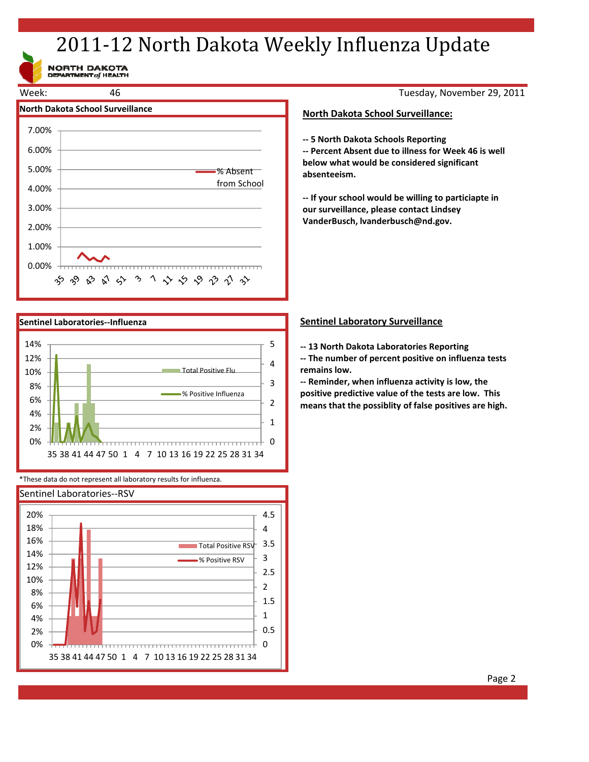# 2011-12 North Dakota Weekly Influenza Update

NORTH DAKOTA DEPARTMENT of HEALTH

Week: 46

Tuesday, November 29, 2011

## North Dakota School Surveillance:

**-- 5 North Dakota Schools Reporting**

**-- Percent Absent due to illness for Week 46 is well below what would be considered significant absenteeism.**

**-- If your school would be willing to particiapte in our surveillance, please contact Lindsey VanderBusch, lvanderbusch@nd.gov.**

## Sentinel Laboratory Surveillance

**-- 13 North Dakota Laboratories Reporting**

**-- The number of percent positive on influenza tests remains low.**

**-- Reminder, when influenza activity is low, the positive predictive value of the tests are low. This means that the possiblity of false positives are high.**

*These data do not represent all laboratory results for influenza.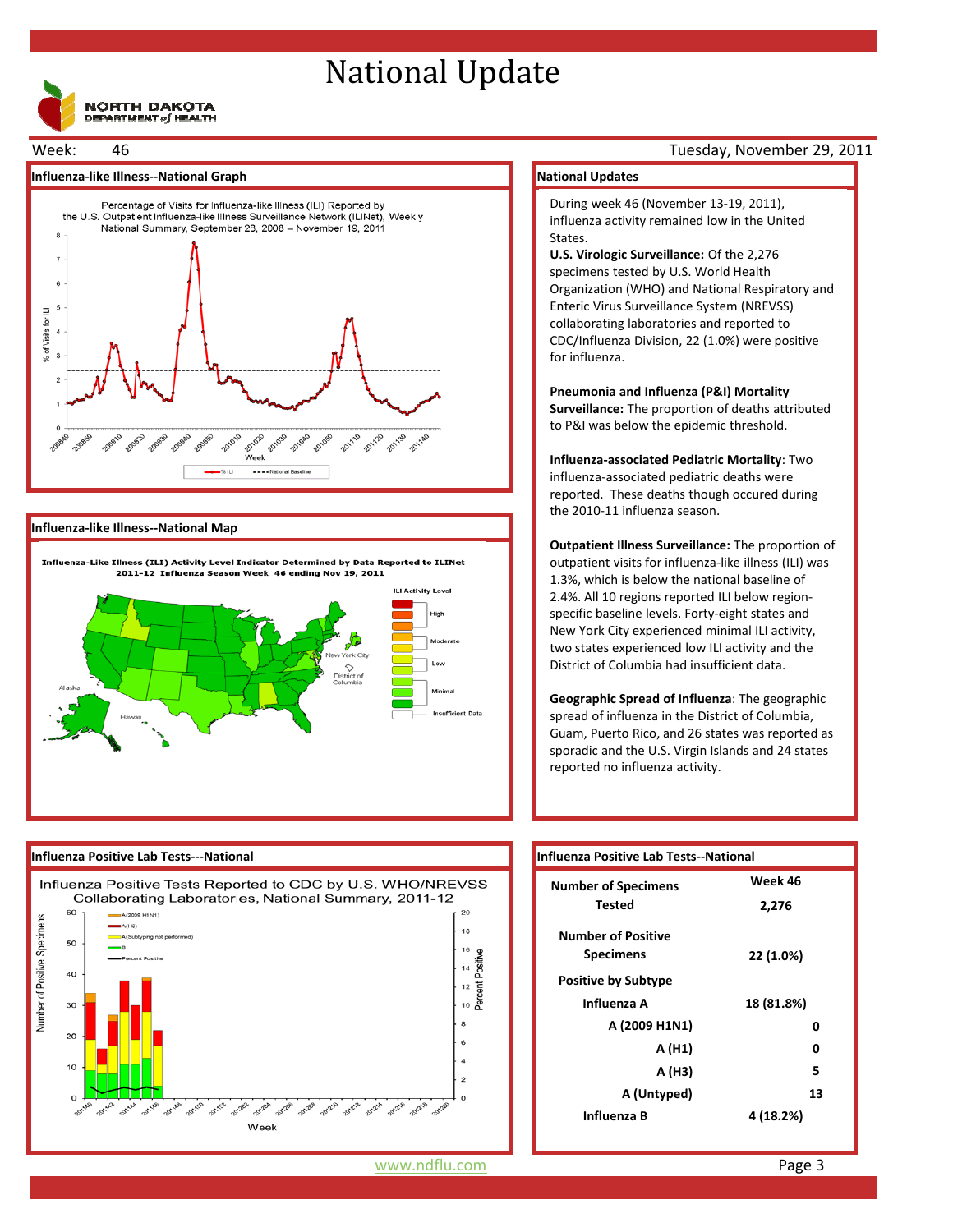# National Update

NORTH DAKOTA DEPARTMENT of HEALTH

Week: 46

Tuesday, November 29, 2011

## Influenza-like Illness--National Graph

Percentage of Visits for Influenza-like Illness (ILI) Reported by the U.S. Outpatient Influenza-like Illness Surveillance Network (ILINet), Weekly National Summary, September 28, 2008 – November 19, 2011

% of Visits for ILI

0 1 2 3 4 5 6 7 8

200840 200850 200910 200920 200930 200940 200950 201010 201020 201030 201040 201050 201110 201120 201130 201140

Week

% ILI ---- National Baseline

## Influenza-like Illness--National Map

Influenza-Like Illness (ILI) Activity Level Indicator Determined by Data Reported to ILINet 2011-12 Influenza Season Week 46 ending Nov 19, 2011

ILI Activity Level: High, Moderate, Low, Minimal, Insufficient Data

New York City, District of Columbia, Alaska, Hawaii

## National Updates

During week 46 (November 13-19, 2011), influenza activity remained low in the United States.

**U.S. Virologic Surveillance:** Of the 2,276 specimens tested by U.S. World Health Organization (WHO) and National Respiratory and Enteric Virus Surveillance System (NREVSS) collaborating laboratories and reported to CDC/Influenza Division, 22 (1.0%) were positive for influenza.

**Pneumonia and Influenza (P&I) Mortality Surveillance:** The proportion of deaths attributed to P&I was below the epidemic threshold.

**Influenza-associated Pediatric Mortality**: Two influenza-associated pediatric deaths were reported. These deaths though occured during the 2010-11 influenza season.

**Outpatient Illness Surveillance:** The proportion of outpatient visits for influenza-like illness (ILI) was 1.3%, which is below the national baseline of 2.4%. All 10 regions reported ILI below region-specific baseline levels. Forty-eight states and New York City experienced minimal ILI activity, two states experienced low ILI activity and the District of Columbia had insufficient data.

**Geographic Spread of Influenza**: The geographic spread of influenza in the District of Columbia, Guam, Puerto Rico, and 26 states was reported as sporadic and the U.S. Virgin Islands and 24 states reported no influenza activity.

## Influenza Positive Lab Tests---National

Influenza Positive Tests Reported to CDC by U.S. WHO/NREVSS Collaborating Laboratories, National Summary, 2011-12

Number of Positive Specimens

0 10 20 30 40 50 60

Percent Positive

0 2 4 6 8 10 12 14 16 18 20

A(2009 H1N1)
A(H3)
A(Subtyping not performed)
B
Percent Positive

201140 201142 201144 201146 201148 201150 201152 201202 201204 201206 201208 201210 201212 201214 201216 201218 201220

Week

## Influenza Positive Lab Tests--National

| | Week 46 |
|---|---|
| **Number of Specimens Tested** | **2,276** |
| **Number of Positive Specimens** | **22 (1.0%)** |
| **Positive by Subtype** | |
| **Influenza A** | **18 (81.8%)** |
| **A (2009 H1N1)** | **0** |
| **A (H1)** | **0** |
| **A (H3)** | **5** |
| **A (Untyped)** | **13** |
| **Influenza B** | **4 (18.2%)** |

www.ndflu.com